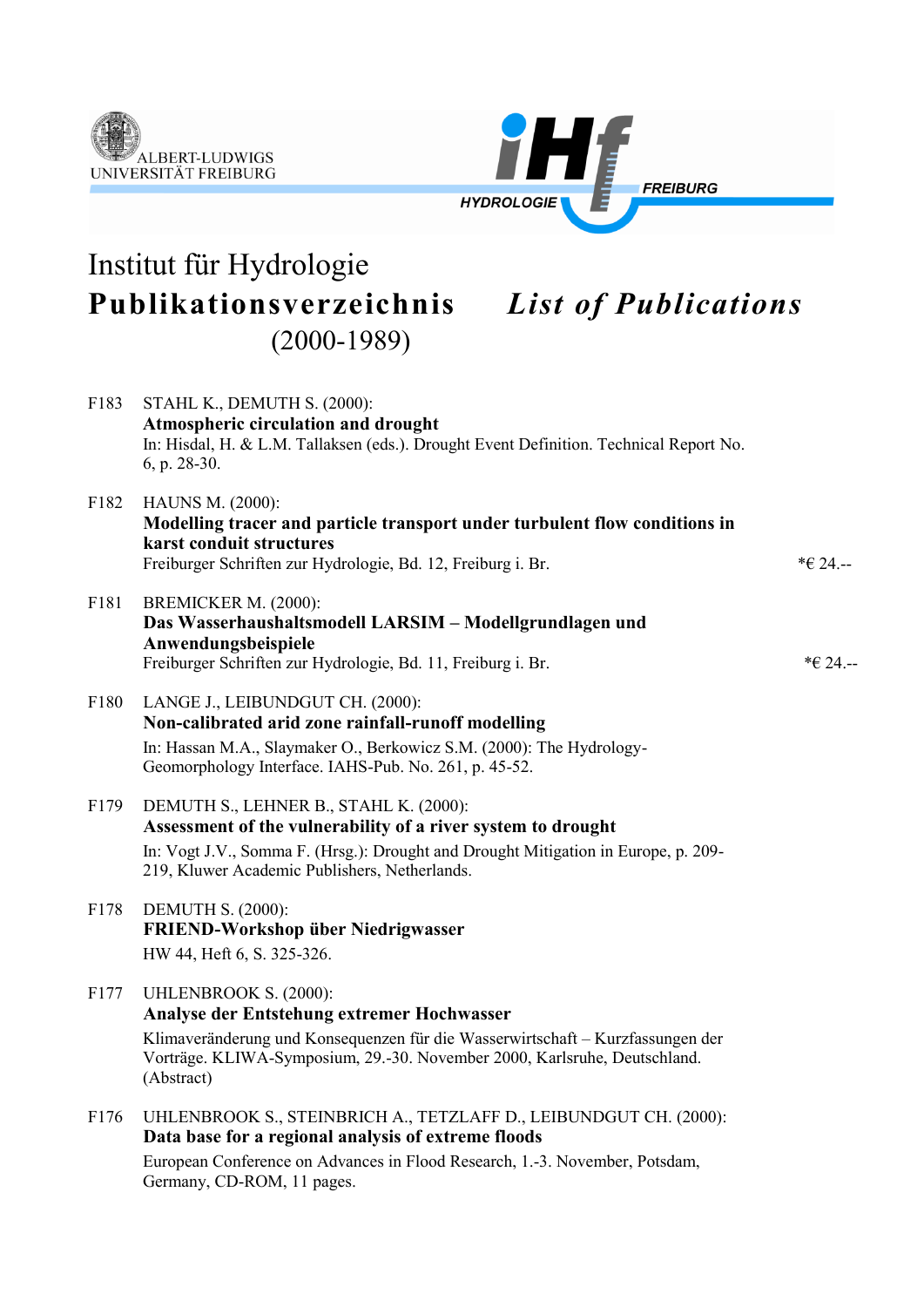ALBERT-LUDWIGS
UNIVERSITÄT FREIBURG

iHf HYDROLOGIE FREIBURG

# Institut für Hydrologie

## **Publikationsverzeichnis** *List of Publications*

(2000-1989)

F183 STAHL K., DEMUTH S. (2000):
**Atmospheric circulation and drought**
In: Hisdal, H. & L.M. Tallaksen (eds.). Drought Event Definition. Technical Report No. 6, p. 28-30.

F182 HAUNS M. (2000):
**Modelling tracer and particle transport under turbulent flow conditions in karst conduit structures**
Freiburger Schriften zur Hydrologie, Bd. 12, Freiburg i. Br. *€ 24.--

F181 BREMICKER M. (2000):
**Das Wasserhaushaltsmodell LARSIM – Modellgrundlagen und Anwendungsbeispiele**
Freiburger Schriften zur Hydrologie, Bd. 11, Freiburg i. Br. *€ 24.--

F180 LANGE J., LEIBUNDGUT CH. (2000):
**Non-calibrated arid zone rainfall-runoff modelling**
In: Hassan M.A., Slaymaker O., Berkowicz S.M. (2000): The Hydrology-Geomorphology Interface. IAHS-Pub. No. 261, p. 45-52.

F179 DEMUTH S., LEHNER B., STAHL K. (2000):
**Assessment of the vulnerability of a river system to drought**
In: Vogt J.V., Somma F. (Hrsg.): Drought and Drought Mitigation in Europe, p. 209-219, Kluwer Academic Publishers, Netherlands.

F178 DEMUTH S. (2000):
**FRIEND-Workshop über Niedrigwasser**
HW 44, Heft 6, S. 325-326.

F177 UHLENBROOK S. (2000):
**Analyse der Entstehung extremer Hochwasser**
Klimaveränderung und Konsequenzen für die Wasserwirtschaft – Kurzfassungen der Vorträge. KLIWA-Symposium, 29.-30. November 2000, Karlsruhe, Deutschland. (Abstract)

F176 UHLENBROOK S., STEINBRICH A., TETZLAFF D., LEIBUNDGUT CH. (2000):
**Data base for a regional analysis of extreme floods**
European Conference on Advances in Flood Research, 1.-3. November, Potsdam, Germany, CD-ROM, 11 pages.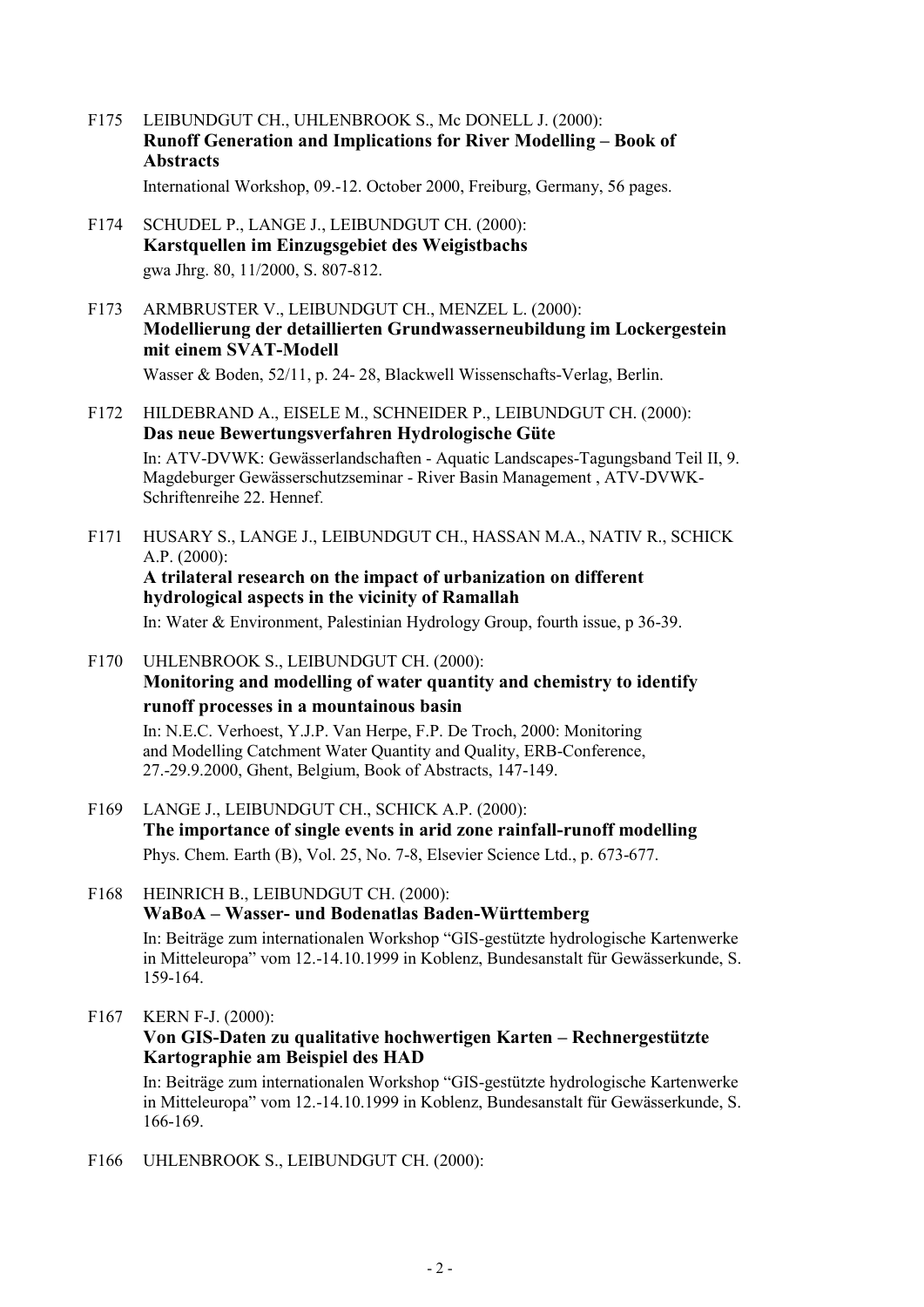F175 LEIBUNDGUT CH., UHLENBROOK S., Mc DONELL J. (2000):
**Runoff Generation and Implications for River Modelling – Book of Abstracts**
International Workshop, 09.-12. October 2000, Freiburg, Germany, 56 pages.

F174 SCHUDEL P., LANGE J., LEIBUNDGUT CH. (2000):
**Karstquellen im Einzugsgebiet des Weigistbachs**
gwa Jhrg. 80, 11/2000, S. 807-812.

F173 ARMBRUSTER V., LEIBUNDGUT CH., MENZEL L. (2000):
**Modellierung der detaillierten Grundwasserneubildung im Lockergestein mit einem SVAT-Modell**
Wasser & Boden, 52/11, p. 24- 28, Blackwell Wissenschafts-Verlag, Berlin.

F172 HILDEBRAND A., EISELE M., SCHNEIDER P., LEIBUNDGUT CH. (2000):
**Das neue Bewertungsverfahren Hydrologische Güte**
In: ATV-DVWK: Gewässerlandschaften - Aquatic Landscapes-Tagungsband Teil II, 9. Magdeburger Gewässerschutzseminar - River Basin Management , ATV-DVWK-Schriftenreihe 22. Hennef.

F171 HUSARY S., LANGE J., LEIBUNDGUT CH., HASSAN M.A., NATIV R., SCHICK A.P. (2000):
**A trilateral research on the impact of urbanization on different hydrological aspects in the vicinity of Ramallah**
In: Water & Environment, Palestinian Hydrology Group, fourth issue, p 36-39.

F170 UHLENBROOK S., LEIBUNDGUT CH. (2000):
**Monitoring and modelling of water quantity and chemistry to identify runoff processes in a mountainous basin**
In: N.E.C. Verhoest, Y.J.P. Van Herpe, F.P. De Troch, 2000: Monitoring and Modelling Catchment Water Quantity and Quality, ERB-Conference, 27.-29.9.2000, Ghent, Belgium, Book of Abstracts, 147-149.

F169 LANGE J., LEIBUNDGUT CH., SCHICK A.P. (2000):
**The importance of single events in arid zone rainfall-runoff modelling**
Phys. Chem. Earth (B), Vol. 25, No. 7-8, Elsevier Science Ltd., p. 673-677.

F168 HEINRICH B., LEIBUNDGUT CH. (2000):
**WaBoA – Wasser- und Bodenatlas Baden-Württemberg**
In: Beiträge zum internationalen Workshop "GIS-gestützte hydrologische Kartenwerke in Mitteleuropa" vom 12.-14.10.1999 in Koblenz, Bundesanstalt für Gewässerkunde, S. 159-164.

F167 KERN F-J. (2000):
**Von GIS-Daten zu qualitative hochwertigen Karten – Rechnergestützte Kartographie am Beispiel des HAD**
In: Beiträge zum internationalen Workshop "GIS-gestützte hydrologische Kartenwerke in Mitteleuropa" vom 12.-14.10.1999 in Koblenz, Bundesanstalt für Gewässerkunde, S. 166-169.

F166 UHLENBROOK S., LEIBUNDGUT CH. (2000):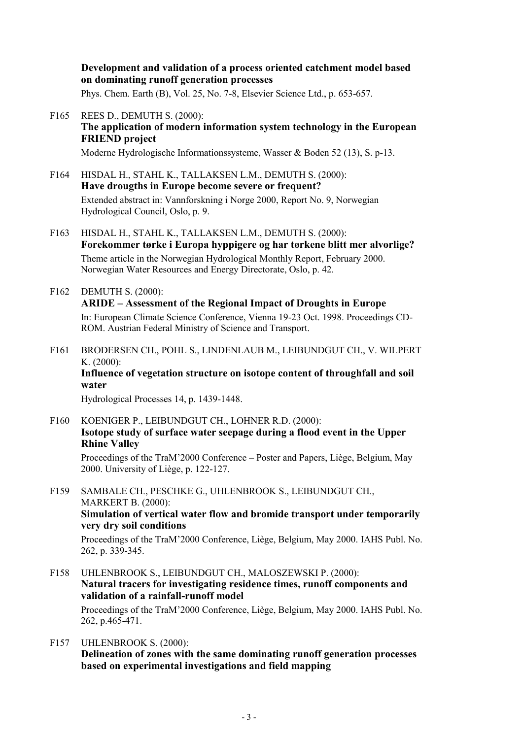**Development and validation of a process oriented catchment model based on dominating runoff generation processes**

Phys. Chem. Earth (B), Vol. 25, No. 7-8, Elsevier Science Ltd., p. 653-657.

F165 REES D., DEMUTH S. (2000):
**The application of modern information system technology in the European FRIEND project**

Moderne Hydrologische Informationssysteme, Wasser & Boden 52 (13), S. p-13.

F164 HISDAL H., STAHL K., TALLAKSEN L.M., DEMUTH S. (2000):
**Have drougths in Europe become severe or frequent?**

Extended abstract in: Vannforskning i Norge 2000, Report No. 9, Norwegian Hydrological Council, Oslo, p. 9.

F163 HISDAL H., STAHL K., TALLAKSEN L.M., DEMUTH S. (2000):
**Forekommer tørke i Europa hyppigere og har tørkene blitt mer alvorlige?**

Theme article in the Norwegian Hydrological Monthly Report, February 2000. Norwegian Water Resources and Energy Directorate, Oslo, p. 42.

F162 DEMUTH S. (2000):
**ARIDE – Assessment of the Regional Impact of Droughts in Europe**

In: European Climate Science Conference, Vienna 19-23 Oct. 1998. Proceedings CD-ROM. Austrian Federal Ministry of Science and Transport.

F161 BRODERSEN CH., POHL S., LINDENLAUB M., LEIBUNDGUT CH., V. WILPERT K. (2000):
**Influence of vegetation structure on isotope content of throughfall and soil water**

Hydrological Processes 14, p. 1439-1448.

F160 KOENIGER P., LEIBUNDGUT CH., LOHNER R.D. (2000):
**Isotope study of surface water seepage during a flood event in the Upper Rhine Valley**

Proceedings of the TraM'2000 Conference – Poster and Papers, Liège, Belgium, May 2000. University of Liège, p. 122-127.

F159 SAMBALE CH., PESCHKE G., UHLENBROOK S., LEIBUNDGUT CH., MARKERT B. (2000):
**Simulation of vertical water flow and bromide transport under temporarily very dry soil conditions**

Proceedings of the TraM'2000 Conference, Liège, Belgium, May 2000. IAHS Publ. No. 262, p. 339-345.

F158 UHLENBROOK S., LEIBUNDGUT CH., MALOSZEWSKI P. (2000):
**Natural tracers for investigating residence times, runoff components and validation of a rainfall-runoff model**

Proceedings of the TraM'2000 Conference, Liège, Belgium, May 2000. IAHS Publ. No. 262, p.465-471.

F157 UHLENBROOK S. (2000):
**Delineation of zones with the same dominating runoff generation processes based on experimental investigations and field mapping**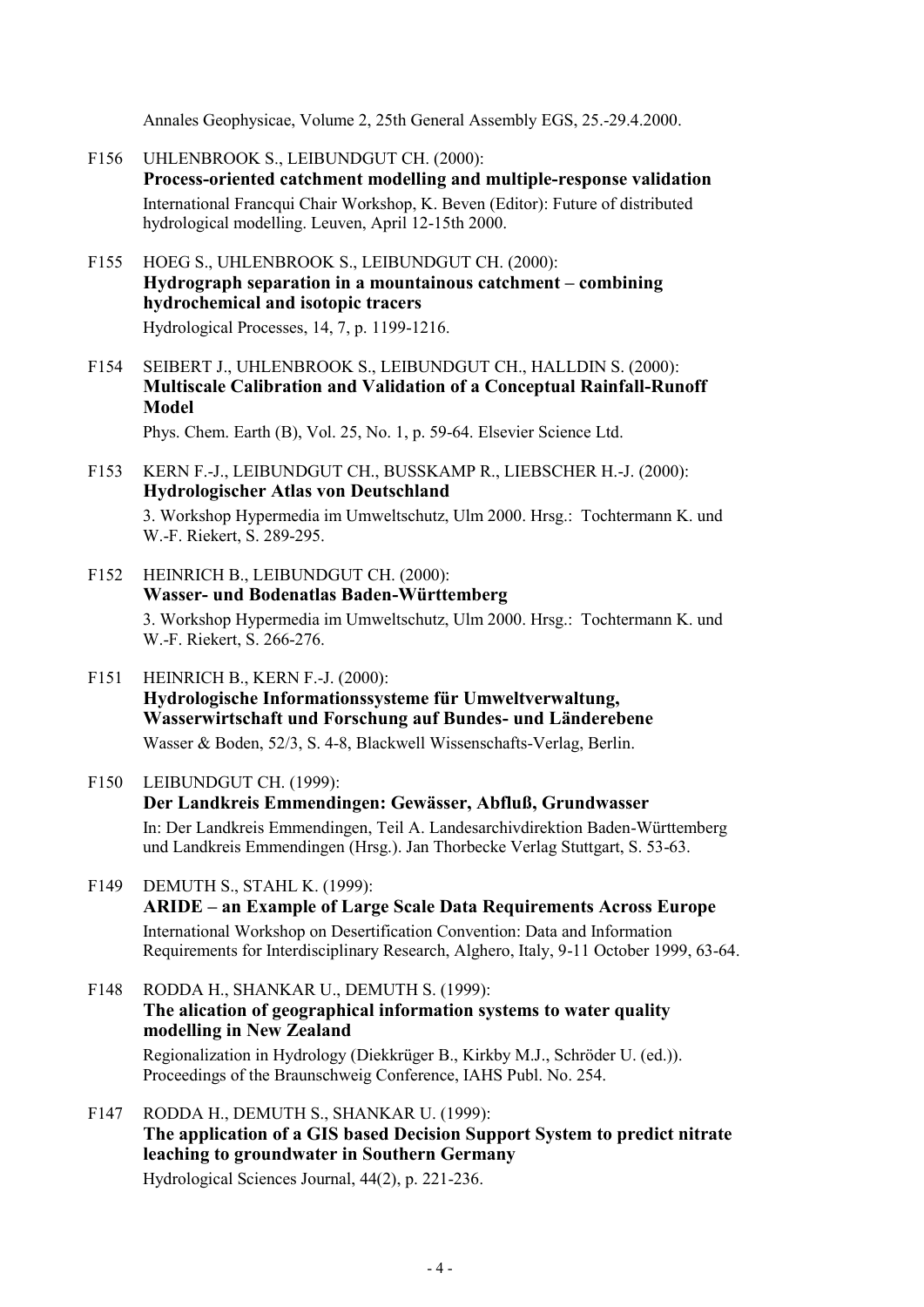Annales Geophysicae, Volume 2, 25th General Assembly EGS, 25.-29.4.2000.

F156 UHLENBROOK S., LEIBUNDGUT CH. (2000):
**Process-oriented catchment modelling and multiple-response validation**
International Francqui Chair Workshop, K. Beven (Editor): Future of distributed hydrological modelling. Leuven, April 12-15th 2000.

F155 HOEG S., UHLENBROOK S., LEIBUNDGUT CH. (2000):
**Hydrograph separation in a mountainous catchment – combining hydrochemical and isotopic tracers**
Hydrological Processes, 14, 7, p. 1199-1216.

F154 SEIBERT J., UHLENBROOK S., LEIBUNDGUT CH., HALLDIN S. (2000):
**Multiscale Calibration and Validation of a Conceptual Rainfall-Runoff Model**
Phys. Chem. Earth (B), Vol. 25, No. 1, p. 59-64. Elsevier Science Ltd.

F153 KERN F.-J., LEIBUNDGUT CH., BUSSKAMP R., LIEBSCHER H.-J. (2000):
**Hydrologischer Atlas von Deutschland**
3. Workshop Hypermedia im Umweltschutz, Ulm 2000. Hrsg.: Tochtermann K. und W.-F. Riekert, S. 289-295.

F152 HEINRICH B., LEIBUNDGUT CH. (2000):
**Wasser- und Bodenatlas Baden-Württemberg**
3. Workshop Hypermedia im Umweltschutz, Ulm 2000. Hrsg.: Tochtermann K. und W.-F. Riekert, S. 266-276.

F151 HEINRICH B., KERN F.-J. (2000):
**Hydrologische Informationssysteme für Umweltverwaltung, Wasserwirtschaft und Forschung auf Bundes- und Länderebene**
Wasser & Boden, 52/3, S. 4-8, Blackwell Wissenschafts-Verlag, Berlin.

F150 LEIBUNDGUT CH. (1999):
**Der Landkreis Emmendingen: Gewässer, Abfluß, Grundwasser**
In: Der Landkreis Emmendingen, Teil A. Landesarchivdirektion Baden-Württemberg und Landkreis Emmendingen (Hrsg.). Jan Thorbecke Verlag Stuttgart, S. 53-63.

F149 DEMUTH S., STAHL K. (1999):
**ARIDE – an Example of Large Scale Data Requirements Across Europe**
International Workshop on Desertification Convention: Data and Information Requirements for Interdisciplinary Research, Alghero, Italy, 9-11 October 1999, 63-64.

F148 RODDA H., SHANKAR U., DEMUTH S. (1999):
**The alication of geographical information systems to water quality modelling in New Zealand**
Regionalization in Hydrology (Diekkrüger B., Kirkby M.J., Schröder U. (ed.)). Proceedings of the Braunschweig Conference, IAHS Publ. No. 254.

F147 RODDA H., DEMUTH S., SHANKAR U. (1999):
**The application of a GIS based Decision Support System to predict nitrate leaching to groundwater in Southern Germany**
Hydrological Sciences Journal, 44(2), p. 221-236.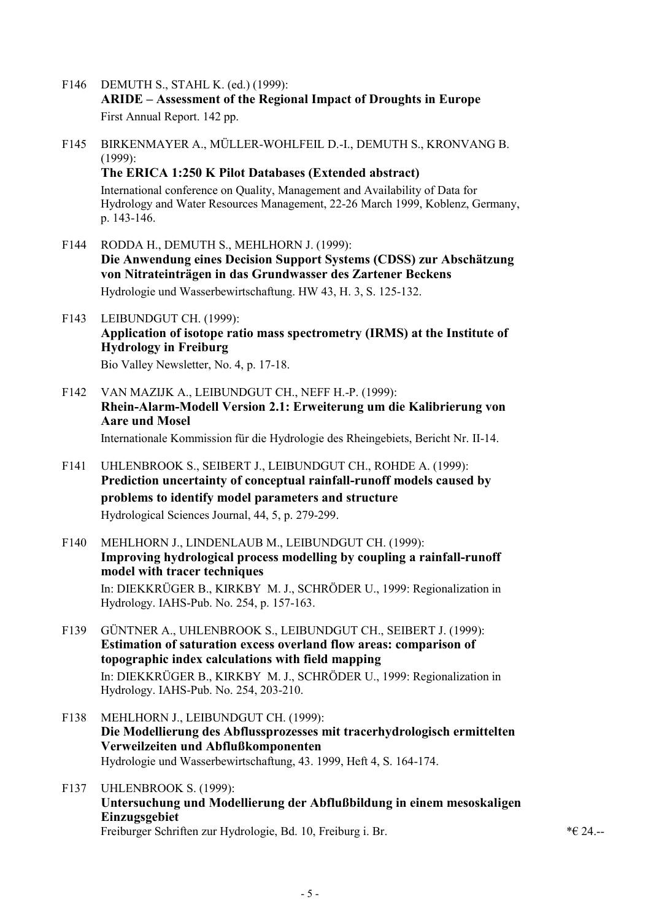F146 DEMUTH S., STAHL K. (ed.) (1999):
**ARIDE – Assessment of the Regional Impact of Droughts in Europe**
First Annual Report. 142 pp.

F145 BIRKENMAYER A., MÜLLER-WOHLFEIL D.-I., DEMUTH S., KRONVANG B. (1999):
**The ERICA 1:250 K Pilot Databases (Extended abstract)**
International conference on Quality, Management and Availability of Data for Hydrology and Water Resources Management, 22-26 March 1999, Koblenz, Germany, p. 143-146.

F144 RODDA H., DEMUTH S., MEHLHORN J. (1999):
**Die Anwendung eines Decision Support Systems (CDSS) zur Abschätzung von Nitrateinträgen in das Grundwasser des Zartener Beckens**
Hydrologie und Wasserbewirtschaftung. HW 43, H. 3, S. 125-132.

F143 LEIBUNDGUT CH. (1999):
**Application of isotope ratio mass spectrometry (IRMS) at the Institute of Hydrology in Freiburg**
Bio Valley Newsletter, No. 4, p. 17-18.

F142 VAN MAZIJK A., LEIBUNDGUT CH., NEFF H.-P. (1999):
**Rhein-Alarm-Modell Version 2.1: Erweiterung um die Kalibrierung von Aare und Mosel**
Internationale Kommission für die Hydrologie des Rheingebiets, Bericht Nr. II-14.

F141 UHLENBROOK S., SEIBERT J., LEIBUNDGUT CH., ROHDE A. (1999):
**Prediction uncertainty of conceptual rainfall-runoff models caused by problems to identify model parameters and structure**
Hydrological Sciences Journal, 44, 5, p. 279-299.

F140 MEHLHORN J., LINDENLAUB M., LEIBUNDGUT CH. (1999):
**Improving hydrological process modelling by coupling a rainfall-runoff model with tracer techniques**
In: DIEKKRÜGER B., KIRKBY M. J., SCHRÖDER U., 1999: Regionalization in Hydrology. IAHS-Pub. No. 254, p. 157-163.

F139 GÜNTNER A., UHLENBROOK S., LEIBUNDGUT CH., SEIBERT J. (1999):
**Estimation of saturation excess overland flow areas: comparison of topographic index calculations with field mapping**
In: DIEKKRÜGER B., KIRKBY M. J., SCHRÖDER U., 1999: Regionalization in Hydrology. IAHS-Pub. No. 254, 203-210.

F138 MEHLHORN J., LEIBUNDGUT CH. (1999):
**Die Modellierung des Abflussprozesses mit tracerhydrologisch ermittelten Verweilzeiten und Abflußkomponenten**
Hydrologie und Wasserbewirtschaftung, 43. 1999, Heft 4, S. 164-174.

F137 UHLENBROOK S. (1999):
**Untersuchung und Modellierung der Abflußbildung in einem mesoskaligen Einzugsgebiet**
Freiburger Schriften zur Hydrologie, Bd. 10, Freiburg i. Br. *€ 24.--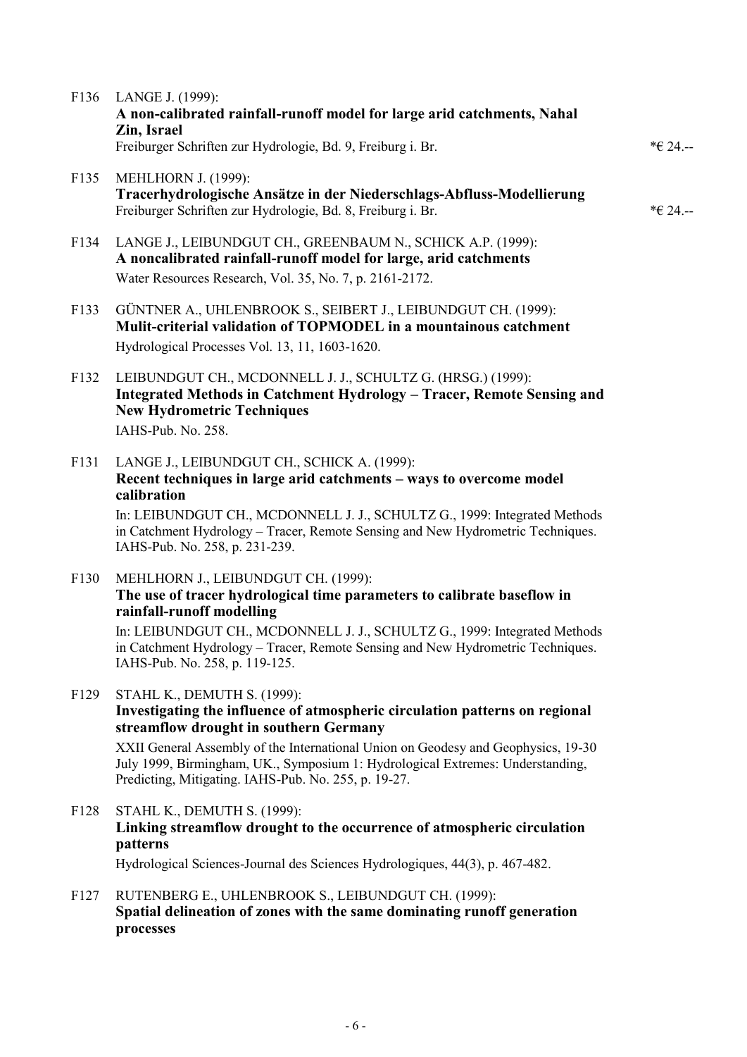F136 LANGE J. (1999):
**A non-calibrated rainfall-runoff model for large arid catchments, Nahal Zin, Israel**
Freiburger Schriften zur Hydrologie, Bd. 9, Freiburg i. Br. *€ 24.--

F135 MEHLHORN J. (1999):
**Tracerhydrologische Ansätze in der Niederschlags-Abfluss-Modellierung**
Freiburger Schriften zur Hydrologie, Bd. 8, Freiburg i. Br. *€ 24.--

F134 LANGE J., LEIBUNDGUT CH., GREENBAUM N., SCHICK A.P. (1999):
**A noncalibrated rainfall-runoff model for large, arid catchments**
Water Resources Research, Vol. 35, No. 7, p. 2161-2172.

F133 GÜNTNER A., UHLENBROOK S., SEIBERT J., LEIBUNDGUT CH. (1999):
**Mulit-criterial validation of TOPMODEL in a mountainous catchment**
Hydrological Processes Vol. 13, 11, 1603-1620.

F132 LEIBUNDGUT CH., MCDONNELL J. J., SCHULTZ G. (HRSG.) (1999):
**Integrated Methods in Catchment Hydrology – Tracer, Remote Sensing and New Hydrometric Techniques**
IAHS-Pub. No. 258.

F131 LANGE J., LEIBUNDGUT CH., SCHICK A. (1999):
**Recent techniques in large arid catchments – ways to overcome model calibration**
In: LEIBUNDGUT CH., MCDONNELL J. J., SCHULTZ G., 1999: Integrated Methods in Catchment Hydrology – Tracer, Remote Sensing and New Hydrometric Techniques. IAHS-Pub. No. 258, p. 231-239.

F130 MEHLHORN J., LEIBUNDGUT CH. (1999):
**The use of tracer hydrological time parameters to calibrate baseflow in rainfall-runoff modelling**
In: LEIBUNDGUT CH., MCDONNELL J. J., SCHULTZ G., 1999: Integrated Methods in Catchment Hydrology – Tracer, Remote Sensing and New Hydrometric Techniques. IAHS-Pub. No. 258, p. 119-125.

F129 STAHL K., DEMUTH S. (1999):
**Investigating the influence of atmospheric circulation patterns on regional streamflow drought in southern Germany**
XXII General Assembly of the International Union on Geodesy and Geophysics, 19-30 July 1999, Birmingham, UK., Symposium 1: Hydrological Extremes: Understanding, Predicting, Mitigating. IAHS-Pub. No. 255, p. 19-27.

F128 STAHL K., DEMUTH S. (1999):
**Linking streamflow drought to the occurrence of atmospheric circulation patterns**
Hydrological Sciences-Journal des Sciences Hydrologiques, 44(3), p. 467-482.

F127 RUTENBERG E., UHLENBROOK S., LEIBUNDGUT CH. (1999):
**Spatial delineation of zones with the same dominating runoff generation processes**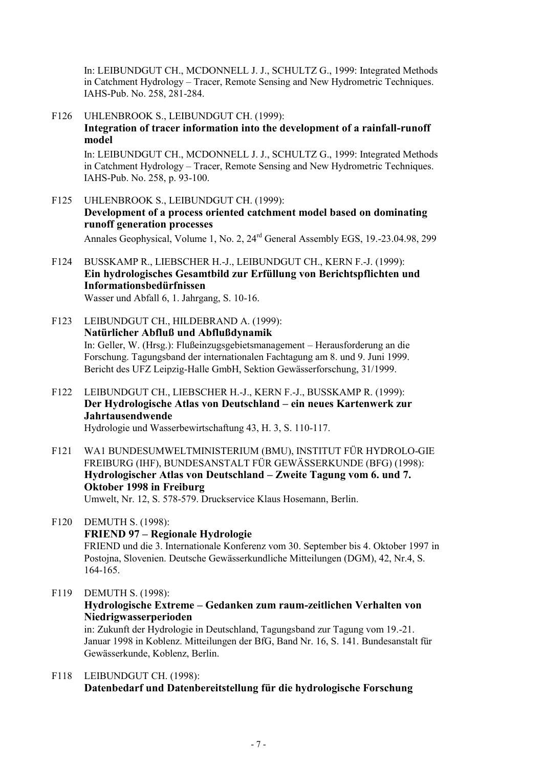In: LEIBUNDGUT CH., MCDONNELL J. J., SCHULTZ G., 1999: Integrated Methods in Catchment Hydrology – Tracer, Remote Sensing and New Hydrometric Techniques. IAHS-Pub. No. 258, 281-284.

F126 UHLENBROOK S., LEIBUNDGUT CH. (1999):
**Integration of tracer information into the development of a rainfall-runoff model**
In: LEIBUNDGUT CH., MCDONNELL J. J., SCHULTZ G., 1999: Integrated Methods in Catchment Hydrology – Tracer, Remote Sensing and New Hydrometric Techniques. IAHS-Pub. No. 258, p. 93-100.

F125 UHLENBROOK S., LEIBUNDGUT CH. (1999):
**Development of a process oriented catchment model based on dominating runoff generation processes**
Annales Geophysical, Volume 1, No. 2, 24rd General Assembly EGS, 19.-23.04.98, 299

F124 BUSSKAMP R., LIEBSCHER H.-J., LEIBUNDGUT CH., KERN F.-J. (1999):
**Ein hydrologisches Gesamtbild zur Erfüllung von Berichtspflichten und Informationsbedürfnissen**
Wasser und Abfall 6, 1. Jahrgang, S. 10-16.

F123 LEIBUNDGUT CH., HILDEBRAND A. (1999):
**Natürlicher Abfluß und Abflußdynamik**
In: Geller, W. (Hrsg.): Flußeinzugsgebietsmanagement – Herausforderung an die Forschung. Tagungsband der internationalen Fachtagung am 8. und 9. Juni 1999. Bericht des UFZ Leipzig-Halle GmbH, Sektion Gewässerforschung, 31/1999.

F122 LEIBUNDGUT CH., LIEBSCHER H.-J., KERN F.-J., BUSSKAMP R. (1999):
**Der Hydrologische Atlas von Deutschland – ein neues Kartenwerk zur Jahrtausendwende**
Hydrologie und Wasserbewirtschaftung 43, H. 3, S. 110-117.

F121 WA1 BUNDESUMWELTMINISTERIUM (BMU), INSTITUT FÜR HYDROLO-GIE FREIBURG (IHF), BUNDESANSTALT FÜR GEWÄSSERKUNDE (BFG) (1998):
**Hydrologischer Atlas von Deutschland – Zweite Tagung vom 6. und 7. Oktober 1998 in Freiburg**
Umwelt, Nr. 12, S. 578-579. Druckservice Klaus Hosemann, Berlin.

F120 DEMUTH S. (1998):
**FRIEND 97 – Regionale Hydrologie**
FRIEND und die 3. Internationale Konferenz vom 30. September bis 4. Oktober 1997 in Postojna, Slovenien. Deutsche Gewässerkundliche Mitteilungen (DGM), 42, Nr.4, S. 164-165.

F119 DEMUTH S. (1998):
**Hydrologische Extreme – Gedanken zum raum-zeitlichen Verhalten von Niedrigwasserperioden**
in: Zukunft der Hydrologie in Deutschland, Tagungsband zur Tagung vom 19.-21. Januar 1998 in Koblenz. Mitteilungen der BfG, Band Nr. 16, S. 141. Bundesanstalt für Gewässerkunde, Koblenz, Berlin.

F118 LEIBUNDGUT CH. (1998):
**Datenbedarf und Datenbereitstellung für die hydrologische Forschung**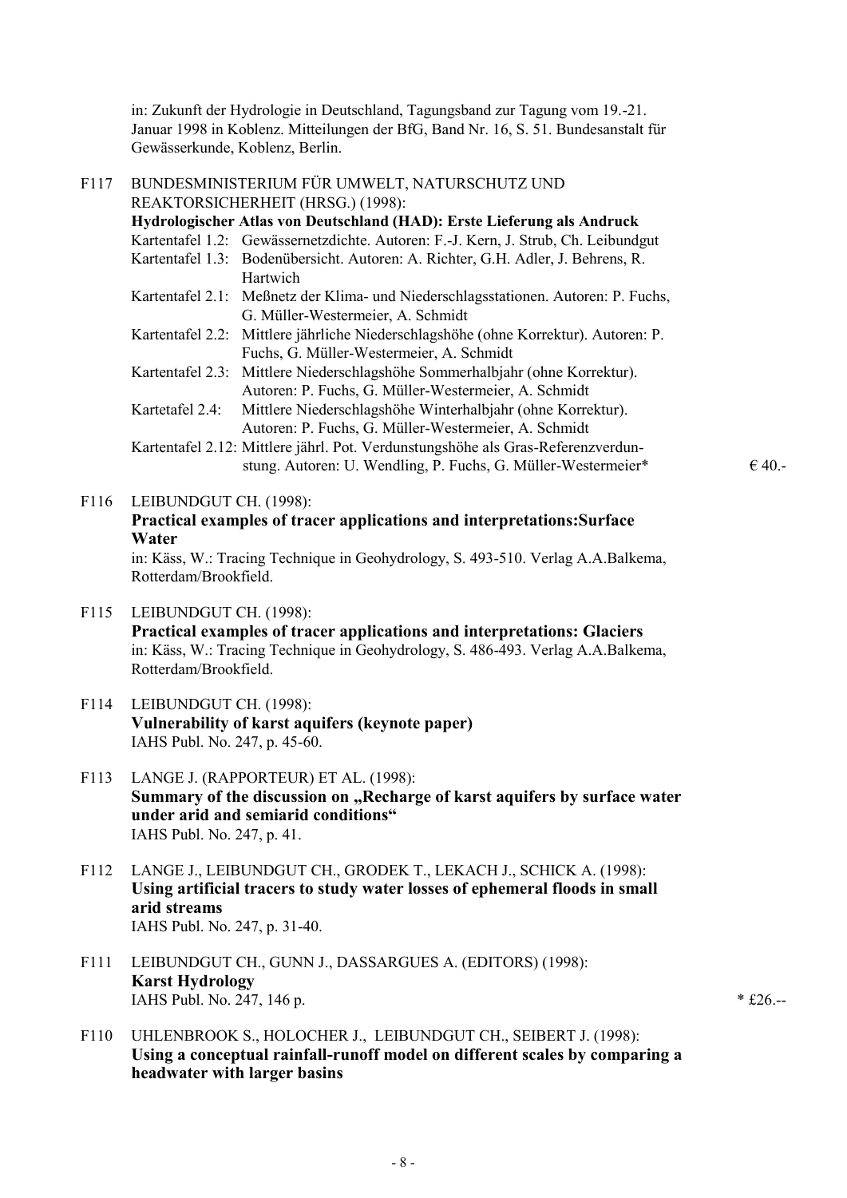in: Zukunft der Hydrologie in Deutschland, Tagungsband zur Tagung vom 19.-21. Januar 1998 in Koblenz. Mitteilungen der BfG, Band Nr. 16, S. 51. Bundesanstalt für Gewässerkunde, Koblenz, Berlin.

F117 BUNDESMINISTERIUM FÜR UMWELT, NATURSCHUTZ UND REAKTORSICHERHEIT (HRSG.) (1998):
**Hydrologischer Atlas von Deutschland (HAD): Erste Lieferung als Andruck**
Kartentafel 1.2: Gewässernetzdichte. Autoren: F.-J. Kern, J. Strub, Ch. Leibundgut
Kartentafel 1.3: Bodenübersicht. Autoren: A. Richter, G.H. Adler, J. Behrens, R. Hartwich
Kartentafel 2.1: Meßnetz der Klima- und Niederschlagsstationen. Autoren: P. Fuchs, G. Müller-Westermeier, A. Schmidt
Kartentafel 2.2: Mittlere jährliche Niederschlagshöhe (ohne Korrektur). Autoren: P. Fuchs, G. Müller-Westermeier, A. Schmidt
Kartentafel 2.3: Mittlere Niederschlagshöhe Sommerhalbjahr (ohne Korrektur). Autoren: P. Fuchs, G. Müller-Westermeier, A. Schmidt
Kartetafel 2.4: Mittlere Niederschlagshöhe Winterhalbjahr (ohne Korrektur). Autoren: P. Fuchs, G. Müller-Westermeier, A. Schmidt
Kartentafel 2.12: Mittlere jährl. Pot. Verdunstungshöhe als Gras-Referenzverdunstung. Autoren: U. Wendling, P. Fuchs, G. Müller-Westermeier* € 40.-

F116 LEIBUNDGUT CH. (1998):
**Practical examples of tracer applications and interpretations:Surface Water**
in: Käss, W.: Tracing Technique in Geohydrology, S. 493-510. Verlag A.A.Balkema, Rotterdam/Brookfield.

F115 LEIBUNDGUT CH. (1998):
**Practical examples of tracer applications and interpretations: Glaciers**
in: Käss, W.: Tracing Technique in Geohydrology, S. 486-493. Verlag A.A.Balkema, Rotterdam/Brookfield.

F114 LEIBUNDGUT CH. (1998):
**Vulnerability of karst aquifers (keynote paper)**
IAHS Publ. No. 247, p. 45-60.

F113 LANGE J. (RAPPORTEUR) ET AL. (1998):
**Summary of the discussion on „Recharge of karst aquifers by surface water under arid and semiarid conditions“**
IAHS Publ. No. 247, p. 41.

F112 LANGE J., LEIBUNDGUT CH., GRODEK T., LEKACH J., SCHICK A. (1998):
**Using artificial tracers to study water losses of ephemeral floods in small arid streams**
IAHS Publ. No. 247, p. 31-40.

F111 LEIBUNDGUT CH., GUNN J., DASSARGUES A. (EDITORS) (1998):
**Karst Hydrology**
IAHS Publ. No. 247, 146 p. * £26.--

F110 UHLENBROOK S., HOLOCHER J., LEIBUNDGUT CH., SEIBERT J. (1998):
**Using a conceptual rainfall-runoff model on different scales by comparing a headwater with larger basins**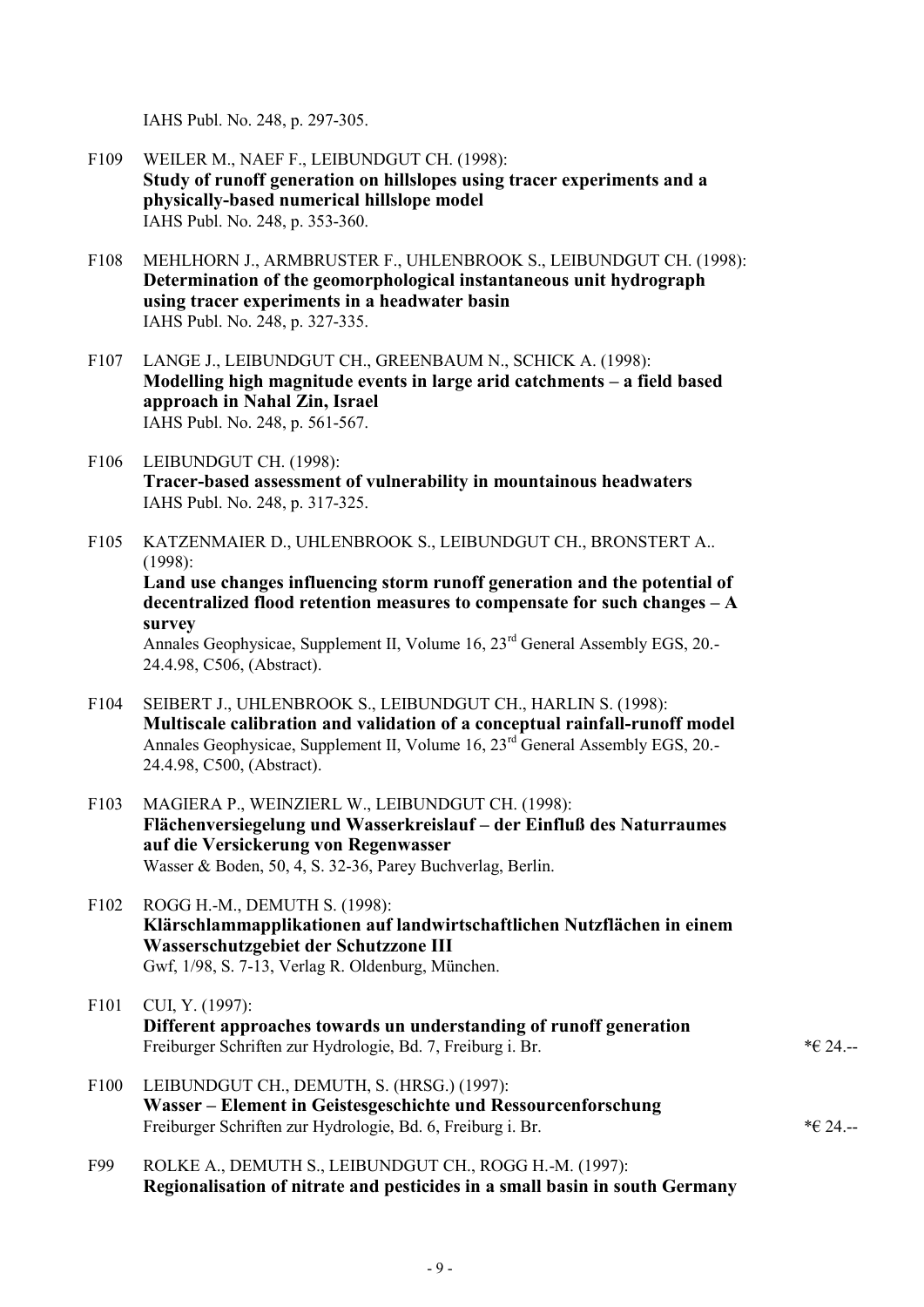IAHS Publ. No. 248, p. 297-305.

F109 WEILER M., NAEF F., LEIBUNDGUT CH. (1998):
**Study of runoff generation on hillslopes using tracer experiments and a physically-based numerical hillslope model**
IAHS Publ. No. 248, p. 353-360.

F108 MEHLHORN J., ARMBRUSTER F., UHLENBROOK S., LEIBUNDGUT CH. (1998):
**Determination of the geomorphological instantaneous unit hydrograph using tracer experiments in a headwater basin**
IAHS Publ. No. 248, p. 327-335.

F107 LANGE J., LEIBUNDGUT CH., GREENBAUM N., SCHICK A. (1998):
**Modelling high magnitude events in large arid catchments – a field based approach in Nahal Zin, Israel**
IAHS Publ. No. 248, p. 561-567.

F106 LEIBUNDGUT CH. (1998):
**Tracer-based assessment of vulnerability in mountainous headwaters**
IAHS Publ. No. 248, p. 317-325.

F105 KATZENMAIER D., UHLENBROOK S., LEIBUNDGUT CH., BRONSTERT A.. (1998):
**Land use changes influencing storm runoff generation and the potential of decentralized flood retention measures to compensate for such changes – A survey**
Annales Geophysicae, Supplement II, Volume 16, 23rd General Assembly EGS, 20.-24.4.98, C506, (Abstract).

F104 SEIBERT J., UHLENBROOK S., LEIBUNDGUT CH., HARLIN S. (1998):
**Multiscale calibration and validation of a conceptual rainfall-runoff model**
Annales Geophysicae, Supplement II, Volume 16, 23rd General Assembly EGS, 20.-24.4.98, C500, (Abstract).

F103 MAGIERA P., WEINZIERL W., LEIBUNDGUT CH. (1998):
**Flächenversiegelung und Wasserkreislauf – der Einfluß des Naturraumes auf die Versickerung von Regenwasser**
Wasser & Boden, 50, 4, S. 32-36, Parey Buchverlag, Berlin.

F102 ROGG H.-M., DEMUTH S. (1998):
**Klärschlammapplikationen auf landwirtschaftlichen Nutzflächen in einem Wasserschutzgebiet der Schutzzone III**
Gwf, 1/98, S. 7-13, Verlag R. Oldenburg, München.

F101 CUI, Y. (1997):
**Different approaches towards un understanding of runoff generation**
Freiburger Schriften zur Hydrologie, Bd. 7, Freiburg i. Br. *€ 24.--

F100 LEIBUNDGUT CH., DEMUTH, S. (HRSG.) (1997):
**Wasser – Element in Geistesgeschichte und Ressourcenforschung**
Freiburger Schriften zur Hydrologie, Bd. 6, Freiburg i. Br. *€ 24.--

F99 ROLKE A., DEMUTH S., LEIBUNDGUT CH., ROGG H.-M. (1997):
**Regionalisation of nitrate and pesticides in a small basin in south Germany**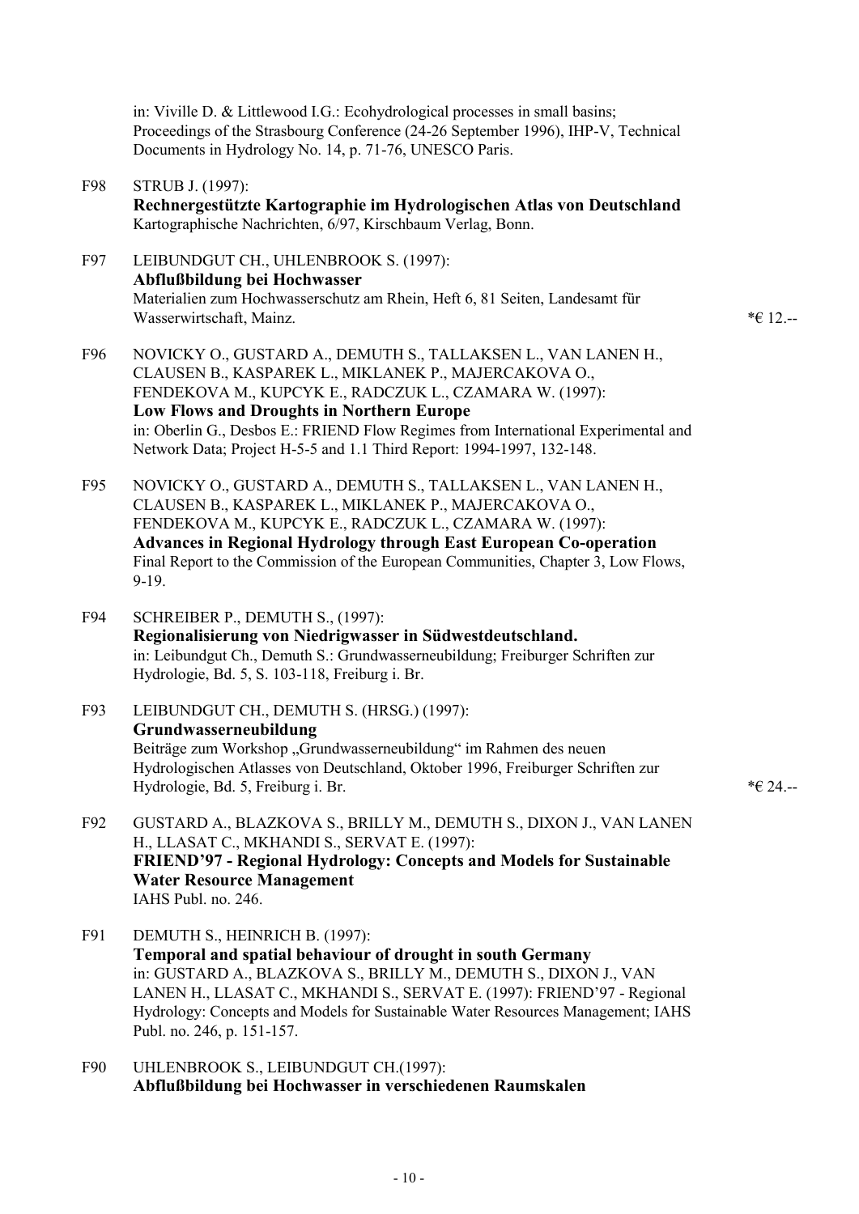in: Viville D. & Littlewood I.G.: Ecohydrological processes in small basins; Proceedings of the Strasbourg Conference (24-26 September 1996), IHP-V, Technical Documents in Hydrology No. 14, p. 71-76, UNESCO Paris.

F98 STRUB J. (1997):
**Rechnergestützte Kartographie im Hydrologischen Atlas von Deutschland**
Kartographische Nachrichten, 6/97, Kirschbaum Verlag, Bonn.

F97 LEIBUNDGUT CH., UHLENBROOK S. (1997):
**Abflußbildung bei Hochwasser**
Materialien zum Hochwasserschutz am Rhein, Heft 6, 81 Seiten, Landesamt für Wasserwirtschaft, Mainz. *€ 12.--

F96 NOVICKY O., GUSTARD A., DEMUTH S., TALLAKSEN L., VAN LANEN H., CLAUSEN B., KASPAREK L., MIKLANEK P., MAJERCAKOVA O., FENDEKOVA M., KUPCYK E., RADCZUK L., CZAMARA W. (1997):
**Low Flows and Droughts in Northern Europe**
in: Oberlin G., Desbos E.: FRIEND Flow Regimes from International Experimental and Network Data; Project H-5-5 and 1.1 Third Report: 1994-1997, 132-148.

F95 NOVICKY O., GUSTARD A., DEMUTH S., TALLAKSEN L., VAN LANEN H., CLAUSEN B., KASPAREK L., MIKLANEK P., MAJERCAKOVA O., FENDEKOVA M., KUPCYK E., RADCZUK L., CZAMARA W. (1997):
**Advances in Regional Hydrology through East European Co-operation**
Final Report to the Commission of the European Communities, Chapter 3, Low Flows, 9-19.

F94 SCHREIBER P., DEMUTH S., (1997):
**Regionalisierung von Niedrigwasser in Südwestdeutschland.**
in: Leibundgut Ch., Demuth S.: Grundwasserneubildung; Freiburger Schriften zur Hydrologie, Bd. 5, S. 103-118, Freiburg i. Br.

F93 LEIBUNDGUT CH., DEMUTH S. (HRSG.) (1997):
**Grundwasserneubildung**
Beiträge zum Workshop „Grundwasserneubildung" im Rahmen des neuen Hydrologischen Atlasses von Deutschland, Oktober 1996, Freiburger Schriften zur Hydrologie, Bd. 5, Freiburg i. Br. *€ 24.--

F92 GUSTARD A., BLAZKOVA S., BRILLY M., DEMUTH S., DIXON J., VAN LANEN H., LLASAT C., MKHANDI S., SERVAT E. (1997):
**FRIEND'97 - Regional Hydrology: Concepts and Models for Sustainable Water Resource Management**
IAHS Publ. no. 246.

F91 DEMUTH S., HEINRICH B. (1997):
**Temporal and spatial behaviour of drought in south Germany**
in: GUSTARD A., BLAZKOVA S., BRILLY M., DEMUTH S., DIXON J., VAN LANEN H., LLASAT C., MKHANDI S., SERVAT E. (1997): FRIEND'97 - Regional Hydrology: Concepts and Models for Sustainable Water Resources Management; IAHS Publ. no. 246, p. 151-157.

F90 UHLENBROOK S., LEIBUNDGUT CH.(1997):
**Abflußbildung bei Hochwasser in verschiedenen Raumskalen**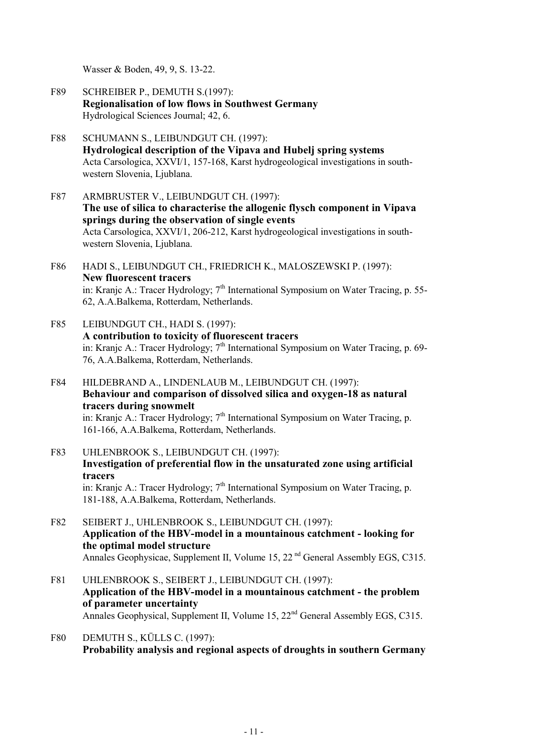Wasser & Boden, 49, 9, S. 13-22.

F89 SCHREIBER P., DEMUTH S.(1997):
**Regionalisation of low flows in Southwest Germany**
Hydrological Sciences Journal; 42, 6.

F88 SCHUMANN S., LEIBUNDGUT CH. (1997):
**Hydrological description of the Vipava and Hubelj spring systems**
Acta Carsologica, XXVI/1, 157-168, Karst hydrogeological investigations in south-western Slovenia, Ljublana.

F87 ARMBRUSTER V., LEIBUNDGUT CH. (1997):
**The use of silica to characterise the allogenic flysch component in Vipava springs during the observation of single events**
Acta Carsologica, XXVI/1, 206-212, Karst hydrogeological investigations in south-western Slovenia, Ljublana.

F86 HADI S., LEIBUNDGUT CH., FRIEDRICH K., MALOSZEWSKI P. (1997):
**New fluorescent tracers**
in: Kranjc A.: Tracer Hydrology; 7th International Symposium on Water Tracing, p. 55-62, A.A.Balkema, Rotterdam, Netherlands.

F85 LEIBUNDGUT CH., HADI S. (1997):
**A contribution to toxicity of fluorescent tracers**
in: Kranjc A.: Tracer Hydrology; 7th International Symposium on Water Tracing, p. 69-76, A.A.Balkema, Rotterdam, Netherlands.

F84 HILDEBRAND A., LINDENLAUB M., LEIBUNDGUT CH. (1997):
**Behaviour and comparison of dissolved silica and oxygen-18 as natural tracers during snowmelt**
in: Kranjc A.: Tracer Hydrology; 7th International Symposium on Water Tracing, p. 161-166, A.A.Balkema, Rotterdam, Netherlands.

F83 UHLENBROOK S., LEIBUNDGUT CH. (1997):
**Investigation of preferential flow in the unsaturated zone using artificial tracers**
in: Kranjc A.: Tracer Hydrology; 7th International Symposium on Water Tracing, p. 181-188, A.A.Balkema, Rotterdam, Netherlands.

F82 SEIBERT J., UHLENBROOK S., LEIBUNDGUT CH. (1997):
**Application of the HBV-model in a mountainous catchment - looking for the optimal model structure**
Annales Geophysicae, Supplement II, Volume 15, 22 nd General Assembly EGS, C315.

F81 UHLENBROOK S., SEIBERT J., LEIBUNDGUT CH. (1997):
**Application of the HBV-model in a mountainous catchment - the problem of parameter uncertainty**
Annales Geophysical, Supplement II, Volume 15, 22nd General Assembly EGS, C315.

F80 DEMUTH S., KÜLLS C. (1997):
**Probability analysis and regional aspects of droughts in southern Germany**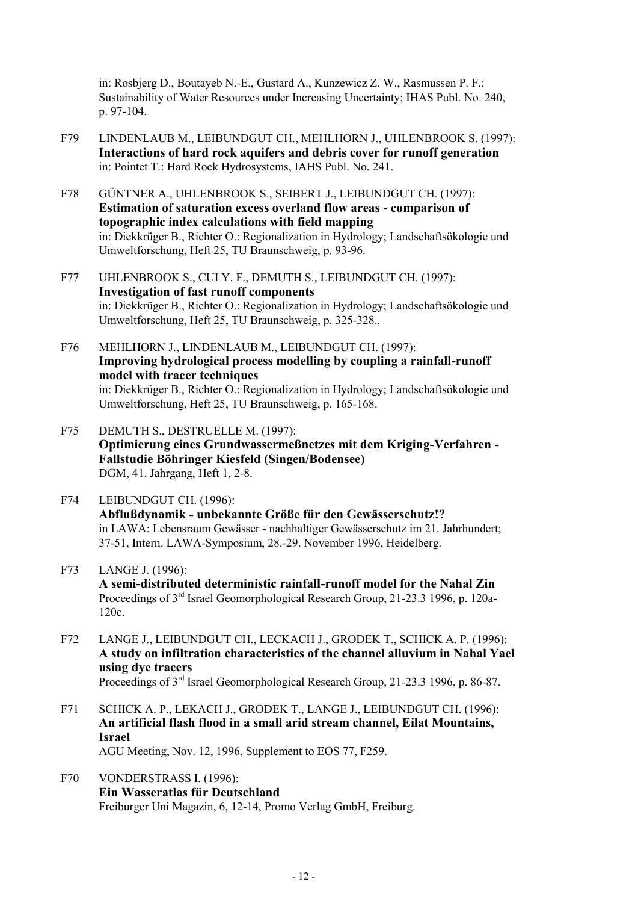in: Rosbjerg D., Boutayeb N.-E., Gustard A., Kunzewicz Z. W., Rasmussen P. F.: Sustainability of Water Resources under Increasing Uncertainty; IHAS Publ. No. 240, p. 97-104.

F79 LINDENLAUB M., LEIBUNDGUT CH., MEHLHORN J., UHLENBROOK S. (1997):
**Interactions of hard rock aquifers and debris cover for runoff generation**
in: Pointet T.: Hard Rock Hydrosystems, IAHS Publ. No. 241.

F78 GÜNTNER A., UHLENBROOK S., SEIBERT J., LEIBUNDGUT CH. (1997):
**Estimation of saturation excess overland flow areas - comparison of topographic index calculations with field mapping**
in: Diekkrüger B., Richter O.: Regionalization in Hydrology; Landschaftsökologie und Umweltforschung, Heft 25, TU Braunschweig, p. 93-96.

F77 UHLENBROOK S., CUI Y. F., DEMUTH S., LEIBUNDGUT CH. (1997):
**Investigation of fast runoff components**
in: Diekkrüger B., Richter O.: Regionalization in Hydrology; Landschaftsökologie und Umweltforschung, Heft 25, TU Braunschweig, p. 325-328..

F76 MEHLHORN J., LINDENLAUB M., LEIBUNDGUT CH. (1997):
**Improving hydrological process modelling by coupling a rainfall-runoff model with tracer techniques**
in: Diekkrüger B., Richter O.: Regionalization in Hydrology; Landschaftsökologie und Umweltforschung, Heft 25, TU Braunschweig, p. 165-168.

F75 DEMUTH S., DESTRUELLE M. (1997):
**Optimierung eines Grundwassermeßnetzes mit dem Kriging-Verfahren - Fallstudie Böhringer Kiesfeld (Singen/Bodensee)**
DGM, 41. Jahrgang, Heft 1, 2-8.

F74 LEIBUNDGUT CH. (1996):
**Abflußdynamik - unbekannte Größe für den Gewässerschutz!?**
in LAWA: Lebensraum Gewässer - nachhaltiger Gewässerschutz im 21. Jahrhundert; 37-51, Intern. LAWA-Symposium, 28.-29. November 1996, Heidelberg.

F73 LANGE J. (1996):
**A semi-distributed deterministic rainfall-runoff model for the Nahal Zin**
Proceedings of 3rd Israel Geomorphological Research Group, 21-23.3 1996, p. 120a-120c.

F72 LANGE J., LEIBUNDGUT CH., LECKACH J., GRODEK T., SCHICK A. P. (1996):
**A study on infiltration characteristics of the channel alluvium in Nahal Yael using dye tracers**
Proceedings of 3rd Israel Geomorphological Research Group, 21-23.3 1996, p. 86-87.

F71 SCHICK A. P., LEKACH J., GRODEK T., LANGE J., LEIBUNDGUT CH. (1996):
**An artificial flash flood in a small arid stream channel, Eilat Mountains, Israel**
AGU Meeting, Nov. 12, 1996, Supplement to EOS 77, F259.

F70 VONDERSTRASS I. (1996):
**Ein Wasseratlas für Deutschland**
Freiburger Uni Magazin, 6, 12-14, Promo Verlag GmbH, Freiburg.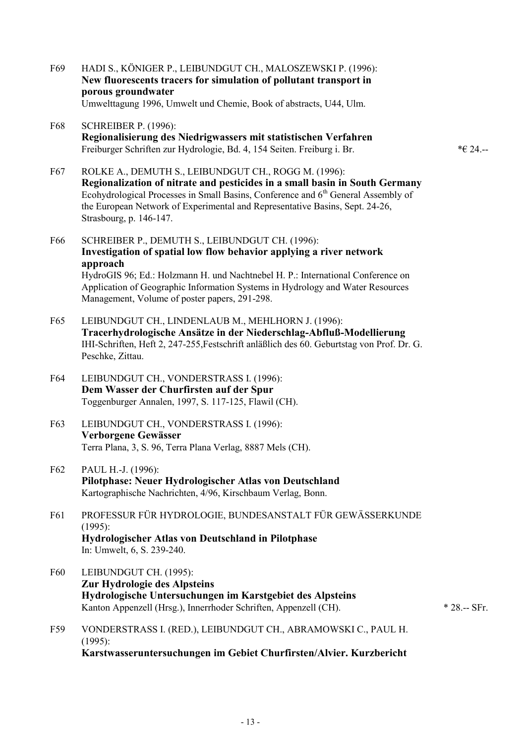F69 HADI S., KÖNIGER P., LEIBUNDGUT CH., MALOSZEWSKI P. (1996):
**New fluorescents tracers for simulation of pollutant transport in porous groundwater**
Umwelttagung 1996, Umwelt und Chemie, Book of abstracts, U44, Ulm.

F68 SCHREIBER P. (1996):
**Regionalisierung des Niedrigwassers mit statistischen Verfahren**
Freiburger Schriften zur Hydrologie, Bd. 4, 154 Seiten. Freiburg i. Br. *€ 24.--

F67 ROLKE A., DEMUTH S., LEIBUNDGUT CH., ROGG M. (1996):
**Regionalization of nitrate and pesticides in a small basin in South Germany**
Ecohydrological Processes in Small Basins, Conference and 6th General Assembly of the European Network of Experimental and Representative Basins, Sept. 24-26, Strasbourg, p. 146-147.

F66 SCHREIBER P., DEMUTH S., LEIBUNDGUT CH. (1996):
**Investigation of spatial low flow behavior applying a river network approach**
HydroGIS 96; Ed.: Holzmann H. und Nachtnebel H. P.: International Conference on Application of Geographic Information Systems in Hydrology and Water Resources Management, Volume of poster papers, 291-298.

F65 LEIBUNDGUT CH., LINDENLAUB M., MEHLHORN J. (1996):
**Tracerhydrologische Ansätze in der Niederschlag-Abfluß-Modellierung**
IHI-Schriften, Heft 2, 247-255,Festschrift anläßlich des 60. Geburtstag von Prof. Dr. G. Peschke, Zittau.

F64 LEIBUNDGUT CH., VONDERSTRASS I. (1996):
**Dem Wasser der Churfirsten auf der Spur**
Toggenburger Annalen, 1997, S. 117-125, Flawil (CH).

F63 LEIBUNDGUT CH., VONDERSTRASS I. (1996):
**Verborgene Gewässer**
Terra Plana, 3, S. 96, Terra Plana Verlag, 8887 Mels (CH).

F62 PAUL H.-J. (1996):
**Pilotphase: Neuer Hydrologischer Atlas von Deutschland**
Kartographische Nachrichten, 4/96, Kirschbaum Verlag, Bonn.

F61 PROFESSUR FÜR HYDROLOGIE, BUNDESANSTALT FÜR GEWÄSSERKUNDE (1995):
**Hydrologischer Atlas von Deutschland in Pilotphase**
In: Umwelt, 6, S. 239-240.

F60 LEIBUNDGUT CH. (1995):
**Zur Hydrologie des Alpsteins**
**Hydrologische Untersuchungen im Karstgebiet des Alpsteins**
Kanton Appenzell (Hrsg.), Innerrhoder Schriften, Appenzell (CH). * 28.-- SFr.

F59 VONDERSTRASS I. (RED.), LEIBUNDGUT CH., ABRAMOWSKI C., PAUL H. (1995):
**Karstwasseruntersuchungen im Gebiet Churfirsten/Alvier. Kurzbericht**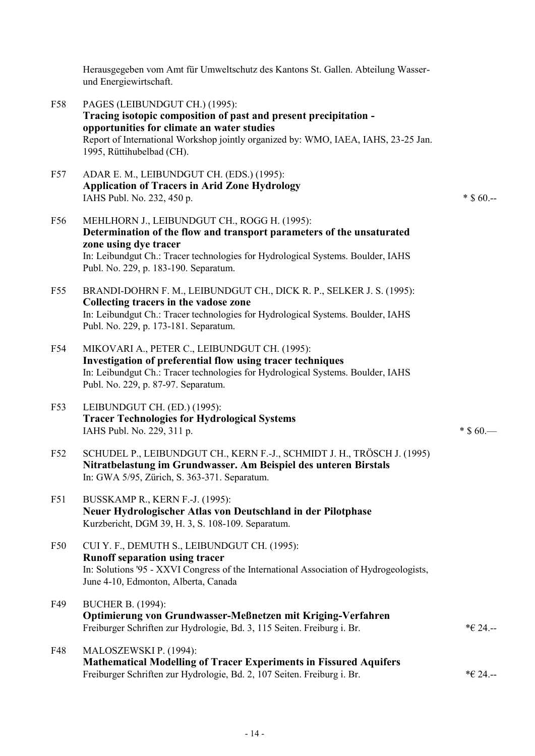Herausgegeben vom Amt für Umweltschutz des Kantons St. Gallen. Abteilung Wasser- und Energiewirtschaft.

F58 PAGES (LEIBUNDGUT CH.) (1995):
**Tracing isotopic composition of past and present precipitation - opportunities for climate an water studies**
Report of International Workshop jointly organized by: WMO, IAEA, IAHS, 23-25 Jan. 1995, Rüttihubelbad (CH).

F57 ADAR E. M., LEIBUNDGUT CH. (EDS.) (1995):
**Application of Tracers in Arid Zone Hydrology**
IAHS Publ. No. 232, 450 p. * $ 60.--

F56 MEHLHORN J., LEIBUNDGUT CH., ROGG H. (1995):
**Determination of the flow and transport parameters of the unsaturated zone using dye tracer**
In: Leibundgut Ch.: Tracer technologies for Hydrological Systems. Boulder, IAHS Publ. No. 229, p. 183-190. Separatum.

F55 BRANDI-DOHRN F. M., LEIBUNDGUT CH., DICK R. P., SELKER J. S. (1995):
**Collecting tracers in the vadose zone**
In: Leibundgut Ch.: Tracer technologies for Hydrological Systems. Boulder, IAHS Publ. No. 229, p. 173-181. Separatum.

F54 MIKOVARI A., PETER C., LEIBUNDGUT CH. (1995):
**Investigation of preferential flow using tracer techniques**
In: Leibundgut Ch.: Tracer technologies for Hydrological Systems. Boulder, IAHS Publ. No. 229, p. 87-97. Separatum.

F53 LEIBUNDGUT CH. (ED.) (1995):
**Tracer Technologies for Hydrological Systems**
IAHS Publ. No. 229, 311 p. * $ 60.—

F52 SCHUDEL P., LEIBUNDGUT CH., KERN F.-J., SCHMIDT J. H., TRÖSCH J. (1995)
**Nitratbelastung im Grundwasser. Am Beispiel des unteren Birstals**
In: GWA 5/95, Zürich, S. 363-371. Separatum.

F51 BUSSKAMP R., KERN F.-J. (1995):
**Neuer Hydrologischer Atlas von Deutschland in der Pilotphase**
Kurzbericht, DGM 39, H. 3, S. 108-109. Separatum.

F50 CUI Y. F., DEMUTH S., LEIBUNDGUT CH. (1995):
**Runoff separation using tracer**
In: Solutions '95 - XXVI Congress of the International Association of Hydrogeologists, June 4-10, Edmonton, Alberta, Canada

F49 BUCHER B. (1994):
**Optimierung von Grundwasser-Meßnetzen mit Kriging-Verfahren**
Freiburger Schriften zur Hydrologie, Bd. 3, 115 Seiten. Freiburg i. Br. *€ 24.--

F48 MALOSZEWSKI P. (1994):
**Mathematical Modelling of Tracer Experiments in Fissured Aquifers**
Freiburger Schriften zur Hydrologie, Bd. 2, 107 Seiten. Freiburg i. Br. *€ 24.--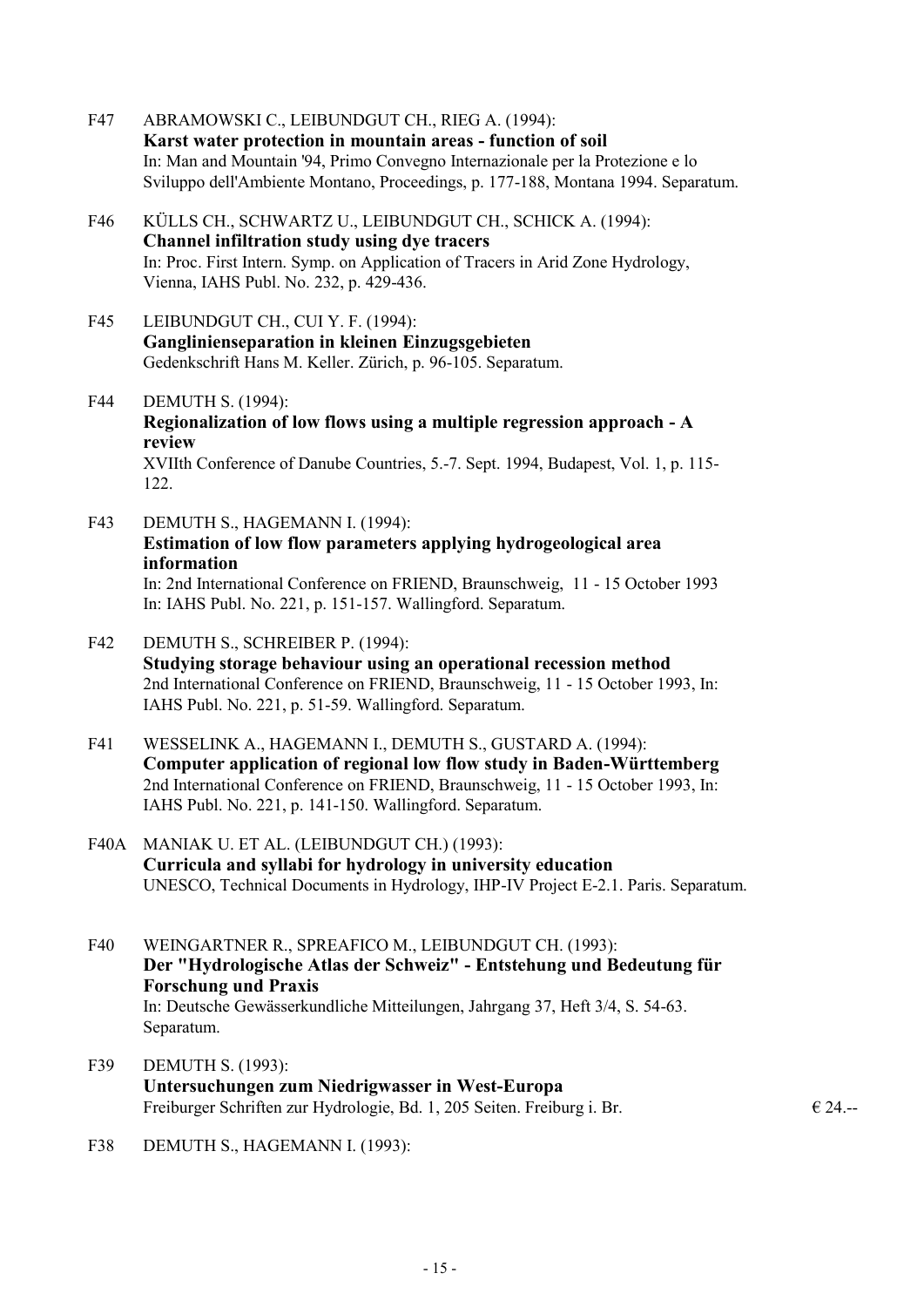F47 ABRAMOWSKI C., LEIBUNDGUT CH., RIEG A. (1994):
**Karst water protection in mountain areas - function of soil**
In: Man and Mountain '94, Primo Convegno Internazionale per la Protezione e lo Sviluppo dell'Ambiente Montano, Proceedings, p. 177-188, Montana 1994. Separatum.

F46 KÜLLS CH., SCHWARTZ U., LEIBUNDGUT CH., SCHICK A. (1994):
**Channel infiltration study using dye tracers**
In: Proc. First Intern. Symp. on Application of Tracers in Arid Zone Hydrology, Vienna, IAHS Publ. No. 232, p. 429-436.

F45 LEIBUNDGUT CH., CUI Y. F. (1994):
**Ganglinienseparation in kleinen Einzugsgebieten**
Gedenkschrift Hans M. Keller. Zürich, p. 96-105. Separatum.

F44 DEMUTH S. (1994):
**Regionalization of low flows using a multiple regression approach - A review**
XVIIth Conference of Danube Countries, 5.-7. Sept. 1994, Budapest, Vol. 1, p. 115-122.

F43 DEMUTH S., HAGEMANN I. (1994):
**Estimation of low flow parameters applying hydrogeological area information**
In: 2nd International Conference on FRIEND, Braunschweig, 11 - 15 October 1993
In: IAHS Publ. No. 221, p. 151-157. Wallingford. Separatum.

F42 DEMUTH S., SCHREIBER P. (1994):
**Studying storage behaviour using an operational recession method**
2nd International Conference on FRIEND, Braunschweig, 11 - 15 October 1993, In: IAHS Publ. No. 221, p. 51-59. Wallingford. Separatum.

F41 WESSELINK A., HAGEMANN I., DEMUTH S., GUSTARD A. (1994):
**Computer application of regional low flow study in Baden-Württemberg**
2nd International Conference on FRIEND, Braunschweig, 11 - 15 October 1993, In: IAHS Publ. No. 221, p. 141-150. Wallingford. Separatum.

F40A MANIAK U. ET AL. (LEIBUNDGUT CH.) (1993):
**Curricula and syllabi for hydrology in university education**
UNESCO, Technical Documents in Hydrology, IHP-IV Project E-2.1. Paris. Separatum.

F40 WEINGARTNER R., SPREAFICO M., LEIBUNDGUT CH. (1993):
**Der "Hydrologische Atlas der Schweiz" - Entstehung und Bedeutung für Forschung und Praxis**
In: Deutsche Gewässerkundliche Mitteilungen, Jahrgang 37, Heft 3/4, S. 54-63. Separatum.

F39 DEMUTH S. (1993):
**Untersuchungen zum Niedrigwasser in West-Europa**
Freiburger Schriften zur Hydrologie, Bd. 1, 205 Seiten. Freiburg i. Br. € 24.--

F38 DEMUTH S., HAGEMANN I. (1993):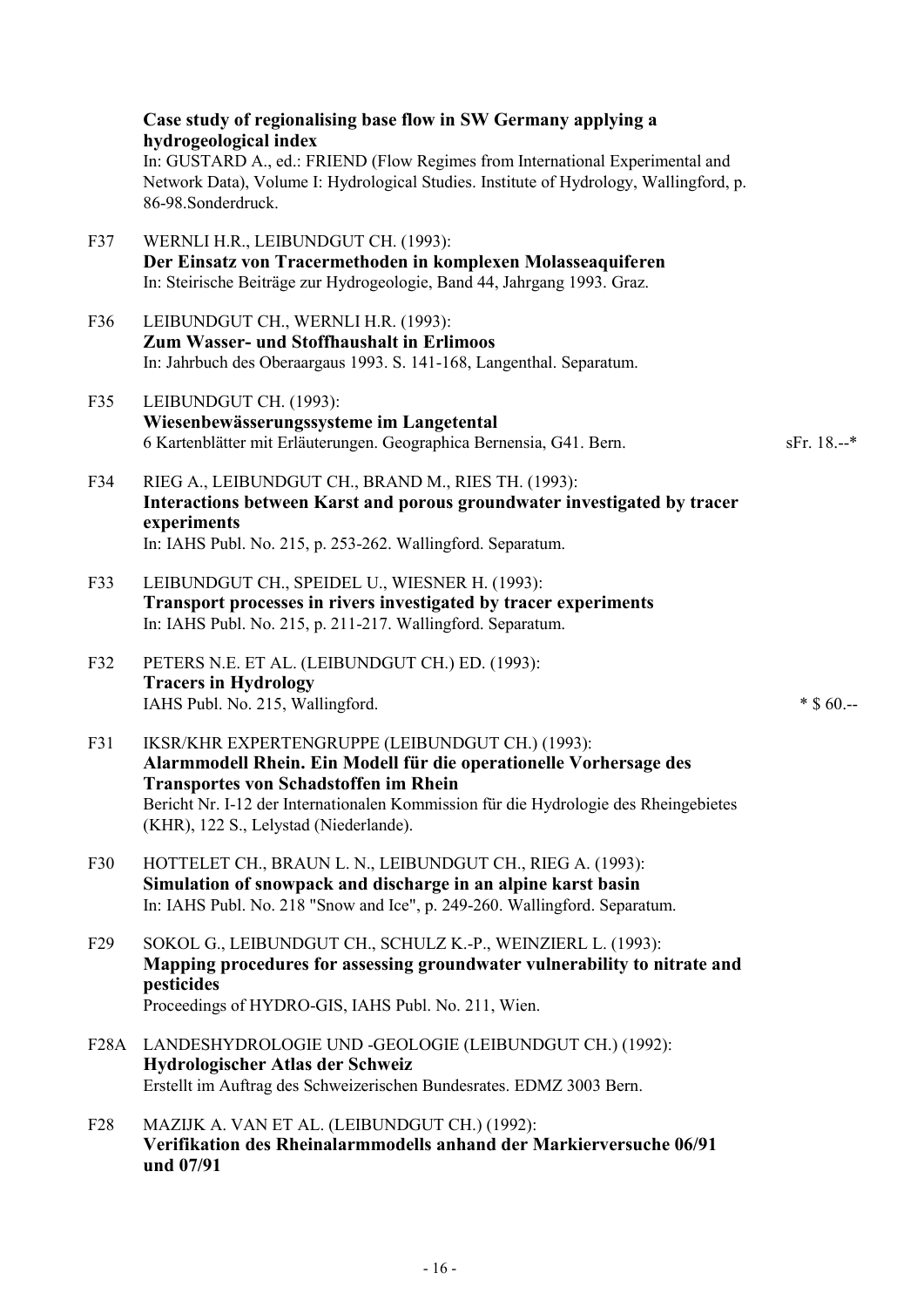**Case study of regionalising base flow in SW Germany applying a hydrogeological index**
In: GUSTARD A., ed.: FRIEND (Flow Regimes from International Experimental and Network Data), Volume I: Hydrological Studies. Institute of Hydrology, Wallingford, p. 86-98.Sonderdruck.

F37 WERNLI H.R., LEIBUNDGUT CH. (1993):
**Der Einsatz von Tracermethoden in komplexen Molasseaquiferen**
In: Steirische Beiträge zur Hydrogeologie, Band 44, Jahrgang 1993. Graz.

F36 LEIBUNDGUT CH., WERNLI H.R. (1993):
**Zum Wasser- und Stoffhaushalt in Erlimoos**
In: Jahrbuch des Oberaargaus 1993. S. 141-168, Langenthal. Separatum.

F35 LEIBUNDGUT CH. (1993):
**Wiesenbewässerungssysteme im Langetental**
6 Kartenblätter mit Erläuterungen. Geographica Bernensia, G41. Bern. sFr. 18.--*

F34 RIEG A., LEIBUNDGUT CH., BRAND M., RIES TH. (1993):
**Interactions between Karst and porous groundwater investigated by tracer experiments**
In: IAHS Publ. No. 215, p. 253-262. Wallingford. Separatum.

F33 LEIBUNDGUT CH., SPEIDEL U., WIESNER H. (1993):
**Transport processes in rivers investigated by tracer experiments**
In: IAHS Publ. No. 215, p. 211-217. Wallingford. Separatum.

F32 PETERS N.E. ET AL. (LEIBUNDGUT CH.) ED. (1993):
**Tracers in Hydrology**
IAHS Publ. No. 215, Wallingford. * $ 60.--

F31 IKSR/KHR EXPERTENGRUPPE (LEIBUNDGUT CH.) (1993):
**Alarmmodell Rhein. Ein Modell für die operationelle Vorhersage des Transportes von Schadstoffen im Rhein**
Bericht Nr. I-12 der Internationalen Kommission für die Hydrologie des Rheingebietes (KHR), 122 S., Lelystad (Niederlande).

F30 HOTTELET CH., BRAUN L. N., LEIBUNDGUT CH., RIEG A. (1993):
**Simulation of snowpack and discharge in an alpine karst basin**
In: IAHS Publ. No. 218 "Snow and Ice", p. 249-260. Wallingford. Separatum.

F29 SOKOL G., LEIBUNDGUT CH., SCHULZ K.-P., WEINZIERL L. (1993):
**Mapping procedures for assessing groundwater vulnerability to nitrate and pesticides**
Proceedings of HYDRO-GIS, IAHS Publ. No. 211, Wien.

F28A LANDESHYDROLOGIE UND -GEOLOGIE (LEIBUNDGUT CH.) (1992):
**Hydrologischer Atlas der Schweiz**
Erstellt im Auftrag des Schweizerischen Bundesrates. EDMZ 3003 Bern.

F28 MAZIJK A. VAN ET AL. (LEIBUNDGUT CH.) (1992):
**Verifikation des Rheinalarmmodells anhand der Markierversuche 06/91 und 07/91**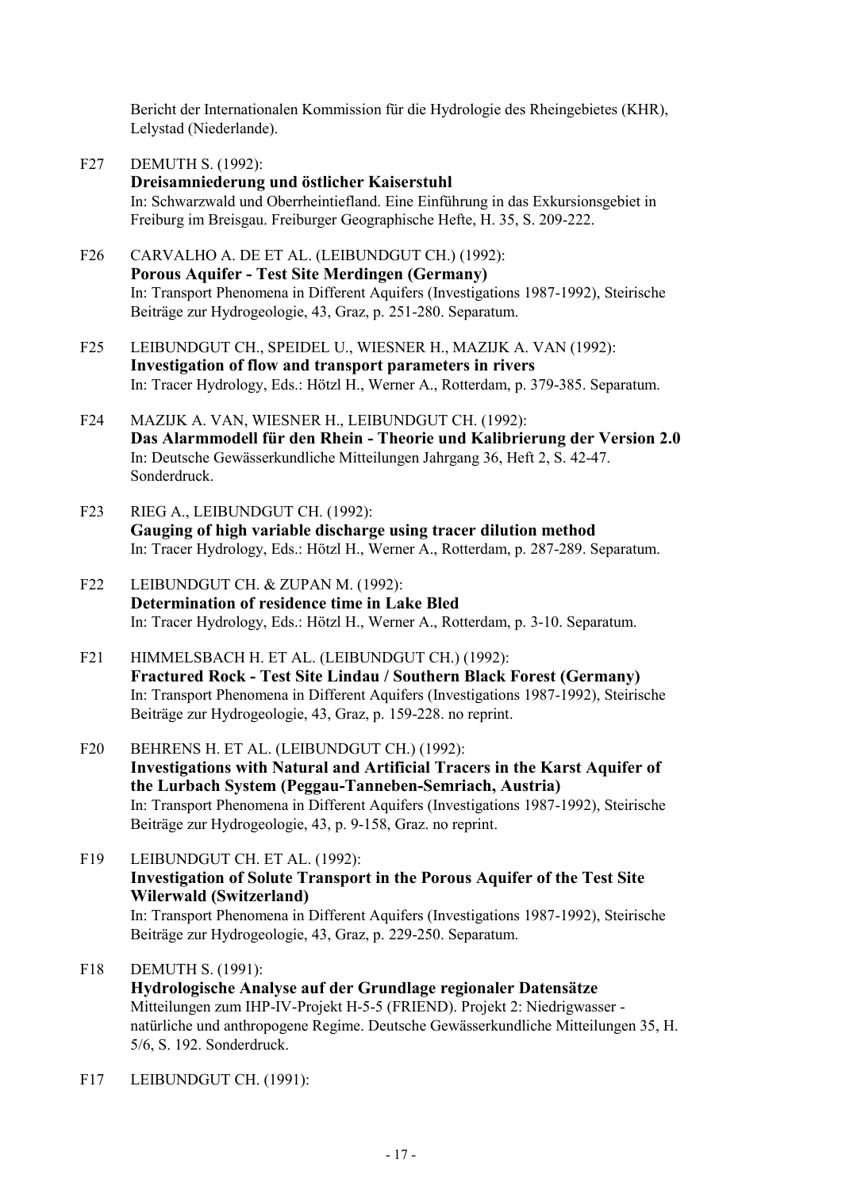Bericht der Internationalen Kommission für die Hydrologie des Rheingebietes (KHR), Lelystad (Niederlande).

F27 DEMUTH S. (1992):
**Dreisamniederung und östlicher Kaiserstuhl**
In: Schwarzwald und Oberrheintiefland. Eine Einführung in das Exkursionsgebiet in Freiburg im Breisgau. Freiburger Geographische Hefte, H. 35, S. 209-222.

F26 CARVALHO A. DE ET AL. (LEIBUNDGUT CH.) (1992):
**Porous Aquifer - Test Site Merdingen (Germany)**
In: Transport Phenomena in Different Aquifers (Investigations 1987-1992), Steirische Beiträge zur Hydrogeologie, 43, Graz, p. 251-280. Separatum.

F25 LEIBUNDGUT CH., SPEIDEL U., WIESNER H., MAZIJK A. VAN (1992):
**Investigation of flow and transport parameters in rivers**
In: Tracer Hydrology, Eds.: Hötzl H., Werner A., Rotterdam, p. 379-385. Separatum.

F24 MAZIJK A. VAN, WIESNER H., LEIBUNDGUT CH. (1992):
**Das Alarmmodell für den Rhein - Theorie und Kalibrierung der Version 2.0**
In: Deutsche Gewässerkundliche Mitteilungen Jahrgang 36, Heft 2, S. 42-47. Sonderdruck.

F23 RIEG A., LEIBUNDGUT CH. (1992):
**Gauging of high variable discharge using tracer dilution method**
In: Tracer Hydrology, Eds.: Hötzl H., Werner A., Rotterdam, p. 287-289. Separatum.

F22 LEIBUNDGUT CH. & ZUPAN M. (1992):
**Determination of residence time in Lake Bled**
In: Tracer Hydrology, Eds.: Hötzl H., Werner A., Rotterdam, p. 3-10. Separatum.

F21 HIMMELSBACH H. ET AL. (LEIBUNDGUT CH.) (1992):
**Fractured Rock - Test Site Lindau / Southern Black Forest (Germany)**
In: Transport Phenomena in Different Aquifers (Investigations 1987-1992), Steirische Beiträge zur Hydrogeologie, 43, Graz, p. 159-228. no reprint.

F20 BEHRENS H. ET AL. (LEIBUNDGUT CH.) (1992):
**Investigations with Natural and Artificial Tracers in the Karst Aquifer of the Lurbach System (Peggau-Tanneben-Semriach, Austria)**
In: Transport Phenomena in Different Aquifers (Investigations 1987-1992), Steirische Beiträge zur Hydrogeologie, 43, p. 9-158, Graz. no reprint.

F19 LEIBUNDGUT CH. ET AL. (1992):
**Investigation of Solute Transport in the Porous Aquifer of the Test Site Wilerwald (Switzerland)**
In: Transport Phenomena in Different Aquifers (Investigations 1987-1992), Steirische Beiträge zur Hydrogeologie, 43, Graz, p. 229-250. Separatum.

F18 DEMUTH S. (1991):
**Hydrologische Analyse auf der Grundlage regionaler Datensätze**
Mitteilungen zum IHP-IV-Projekt H-5-5 (FRIEND). Projekt 2: Niedrigwasser - natürliche und anthropogene Regime. Deutsche Gewässerkundliche Mitteilungen 35, H. 5/6, S. 192. Sonderdruck.

F17 LEIBUNDGUT CH. (1991):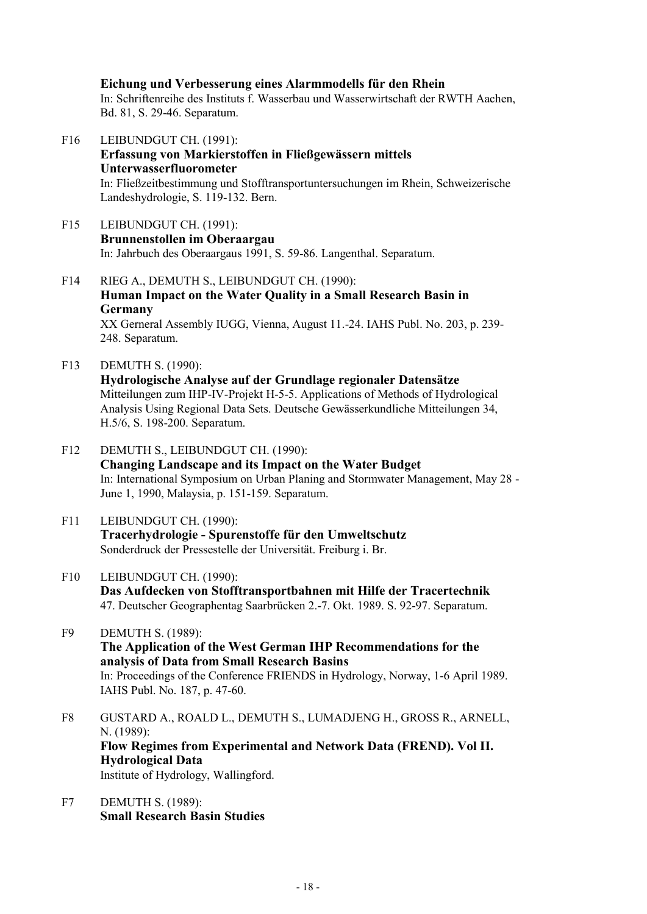**Eichung und Verbesserung eines Alarmmodells für den Rhein**
In: Schriftenreihe des Instituts f. Wasserbau und Wasserwirtschaft der RWTH Aachen, Bd. 81, S. 29-46. Separatum.

F16 LEIBUNDGUT CH. (1991):
**Erfassung von Markierstoffen in Fließgewässern mittels Unterwasserfluorometer**
In: Fließzeitbestimmung und Stofftransportuntersuchungen im Rhein, Schweizerische Landeshydrologie, S. 119-132. Bern.

F15 LEIBUNDGUT CH. (1991):
**Brunnenstollen im Oberaargau**
In: Jahrbuch des Oberaargaus 1991, S. 59-86. Langenthal. Separatum.

F14 RIEG A., DEMUTH S., LEIBUNDGUT CH. (1990):
**Human Impact on the Water Quality in a Small Research Basin in Germany**
XX Gerneral Assembly IUGG, Vienna, August 11.-24. IAHS Publ. No. 203, p. 239-248. Separatum.

F13 DEMUTH S. (1990):
**Hydrologische Analyse auf der Grundlage regionaler Datensätze**
Mitteilungen zum IHP-IV-Projekt H-5-5. Applications of Methods of Hydrological Analysis Using Regional Data Sets. Deutsche Gewässerkundliche Mitteilungen 34, H.5/6, S. 198-200. Separatum.

F12 DEMUTH S., LEIBUNDGUT CH. (1990):
**Changing Landscape and its Impact on the Water Budget**
In: International Symposium on Urban Planing and Stormwater Management, May 28 - June 1, 1990, Malaysia, p. 151-159. Separatum.

F11 LEIBUNDGUT CH. (1990):
**Tracerhydrologie - Spurenstoffe für den Umweltschutz**
Sonderdruck der Pressestelle der Universität. Freiburg i. Br.

F10 LEIBUNDGUT CH. (1990):
**Das Aufdecken von Stofftransportbahnen mit Hilfe der Tracertechnik**
47. Deutscher Geographentag Saarbrücken 2.-7. Okt. 1989. S. 92-97. Separatum.

F9 DEMUTH S. (1989):
**The Application of the West German IHP Recommendations for the analysis of Data from Small Research Basins**
In: Proceedings of the Conference FRIENDS in Hydrology, Norway, 1-6 April 1989. IAHS Publ. No. 187, p. 47-60.

F8 GUSTARD A., ROALD L., DEMUTH S., LUMADJENG H., GROSS R., ARNELL, N. (1989):
**Flow Regimes from Experimental and Network Data (FREND). Vol II. Hydrological Data**
Institute of Hydrology, Wallingford.

F7 DEMUTH S. (1989):
**Small Research Basin Studies**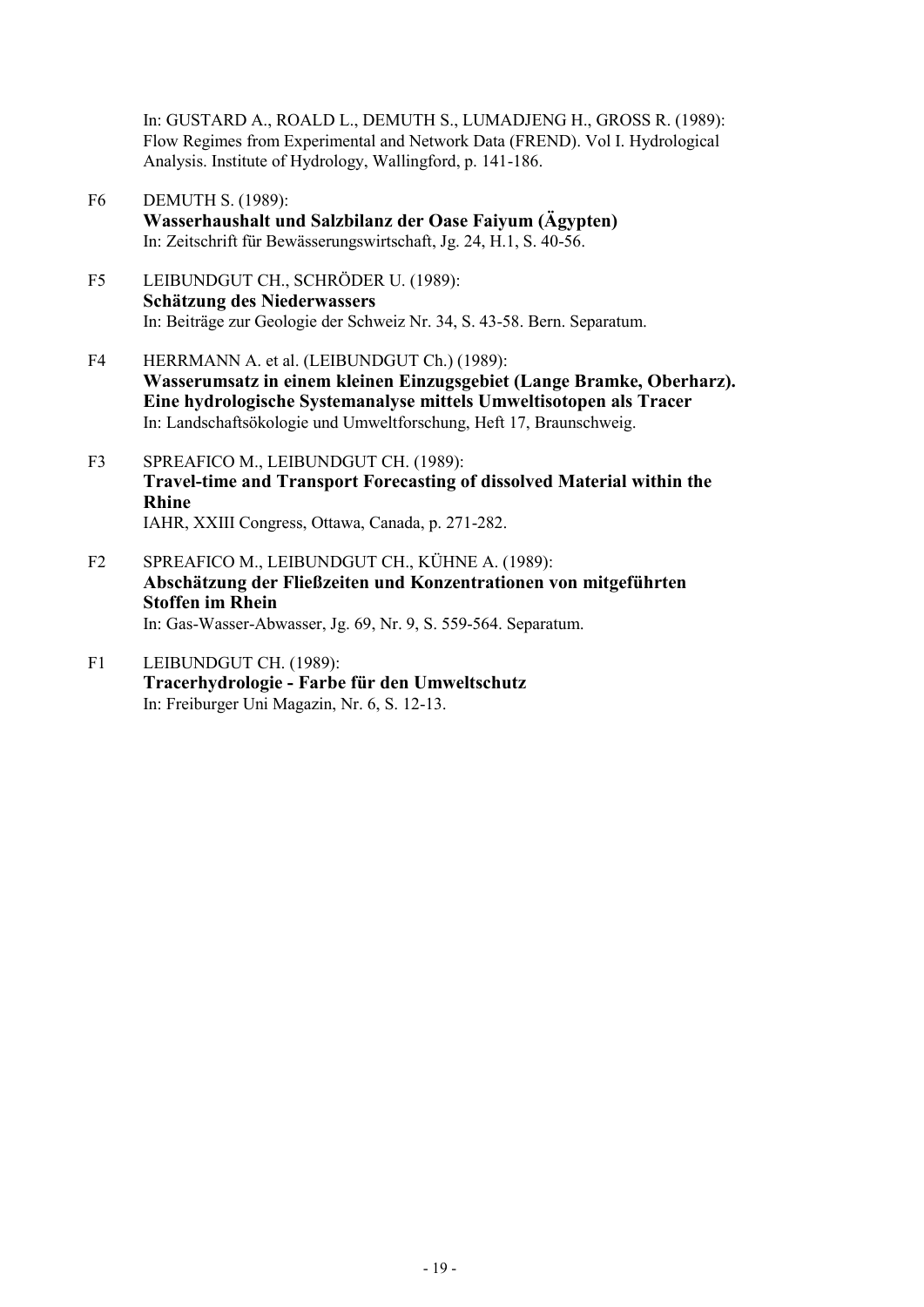In: GUSTARD A., ROALD L., DEMUTH S., LUMADJENG H., GROSS R. (1989): Flow Regimes from Experimental and Network Data (FREND). Vol I. Hydrological Analysis. Institute of Hydrology, Wallingford, p. 141-186.

F6 DEMUTH S. (1989):
**Wasserhaushalt und Salzbilanz der Oase Faiyum (Ägypten)**
In: Zeitschrift für Bewässerungswirtschaft, Jg. 24, H.1, S. 40-56.

F5 LEIBUNDGUT CH., SCHRÖDER U. (1989):
**Schätzung des Niederwassers**
In: Beiträge zur Geologie der Schweiz Nr. 34, S. 43-58. Bern. Separatum.

F4 HERRMANN A. et al. (LEIBUNDGUT Ch.) (1989):
**Wasserumsatz in einem kleinen Einzugsgebiet (Lange Bramke, Oberharz). Eine hydrologische Systemanalyse mittels Umweltisotopen als Tracer**
In: Landschaftsökologie und Umweltforschung, Heft 17, Braunschweig.

F3 SPREAFICO M., LEIBUNDGUT CH. (1989):
**Travel-time and Transport Forecasting of dissolved Material within the Rhine**
IAHR, XXIII Congress, Ottawa, Canada, p. 271-282.

F2 SPREAFICO M., LEIBUNDGUT CH., KÜHNE A. (1989):
**Abschätzung der Fließzeiten und Konzentrationen von mitgeführten Stoffen im Rhein**
In: Gas-Wasser-Abwasser, Jg. 69, Nr. 9, S. 559-564. Separatum.

F1 LEIBUNDGUT CH. (1989):
**Tracerhydrologie - Farbe für den Umweltschutz**
In: Freiburger Uni Magazin, Nr. 6, S. 12-13.